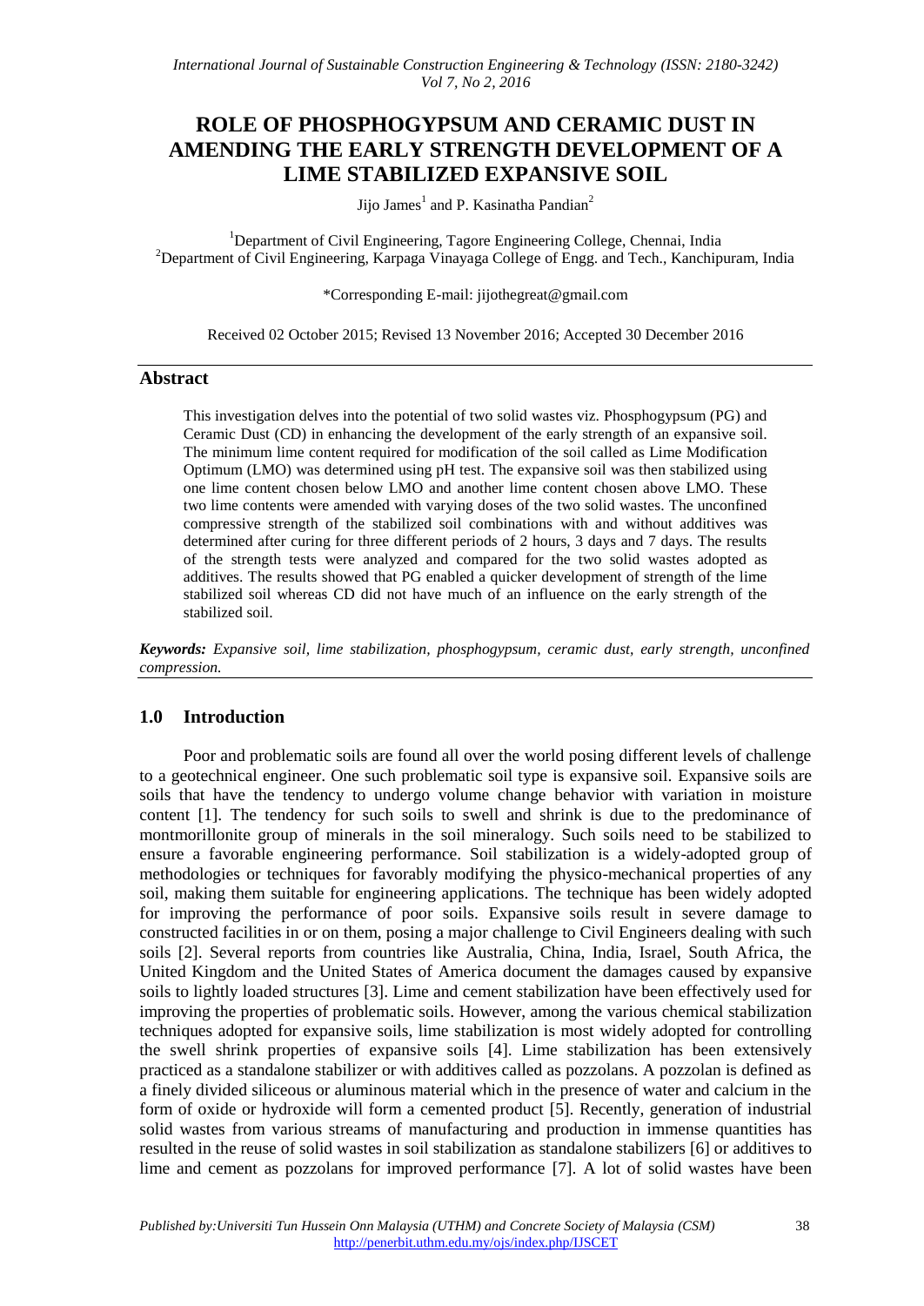# ROLE OF PHOSPHOGYPSUM AND CERAMIC DUST IN AMENDING THE EARLY STRENGTH DEVELOPMENT OF A LIME STABILIZED EXPANSIVE SOIL

Jijo James[1] and P. Kasinatha Pandian[2]

[1]Department of Civil Engineering, Tagore Engineering College, Chennai, India
[2]Department of Civil Engineering, Karpaga Vinayaga College of Engg. and Tech., Kanchipuram, India

*Corresponding E-mail: jijothegreat@gmail.com

Received 02 October 2015; Revised 13 November 2016; Accepted 30 December 2016

## Abstract

This investigation delves into the potential of two solid wastes viz. Phosphogypsum (PG) and Ceramic Dust (CD) in enhancing the development of the early strength of an expansive soil. The minimum lime content required for modification of the soil called as Lime Modification Optimum (LMO) was determined using pH test. The expansive soil was then stabilized using one lime content chosen below LMO and another lime content chosen above LMO. These two lime contents were amended with varying doses of the two solid wastes. The unconfined compressive strength of the stabilized soil combinations with and without additives was determined after curing for three different periods of 2 hours, 3 days and 7 days. The results of the strength tests were analyzed and compared for the two solid wastes adopted as additives. The results showed that PG enabled a quicker development of strength of the lime stabilized soil whereas CD did not have much of an influence on the early strength of the stabilized soil.

***Keywords:*** *Expansive soil, lime stabilization, phosphogypsum, ceramic dust, early strength, unconfined compression.*

## 1.0 Introduction

Poor and problematic soils are found all over the world posing different levels of challenge to a geotechnical engineer. One such problematic soil type is expansive soil. Expansive soils are soils that have the tendency to undergo volume change behavior with variation in moisture content [1]. The tendency for such soils to swell and shrink is due to the predominance of montmorillonite group of minerals in the soil mineralogy. Such soils need to be stabilized to ensure a favorable engineering performance. Soil stabilization is a widely-adopted group of methodologies or techniques for favorably modifying the physico-mechanical properties of any soil, making them suitable for engineering applications. The technique has been widely adopted for improving the performance of poor soils. Expansive soils result in severe damage to constructed facilities in or on them, posing a major challenge to Civil Engineers dealing with such soils [2]. Several reports from countries like Australia, China, India, Israel, South Africa, the United Kingdom and the United States of America document the damages caused by expansive soils to lightly loaded structures [3]. Lime and cement stabilization have been effectively used for improving the properties of problematic soils. However, among the various chemical stabilization techniques adopted for expansive soils, lime stabilization is most widely adopted for controlling the swell shrink properties of expansive soils [4]. Lime stabilization has been extensively practiced as a standalone stabilizer or with additives called as pozzolans. A pozzolan is defined as a finely divided siliceous or aluminous material which in the presence of water and calcium in the form of oxide or hydroxide will form a cemented product [5]. Recently, generation of industrial solid wastes from various streams of manufacturing and production in immense quantities has resulted in the reuse of solid wastes in soil stabilization as standalone stabilizers [6] or additives to lime and cement as pozzolans for improved performance [7]. A lot of solid wastes have been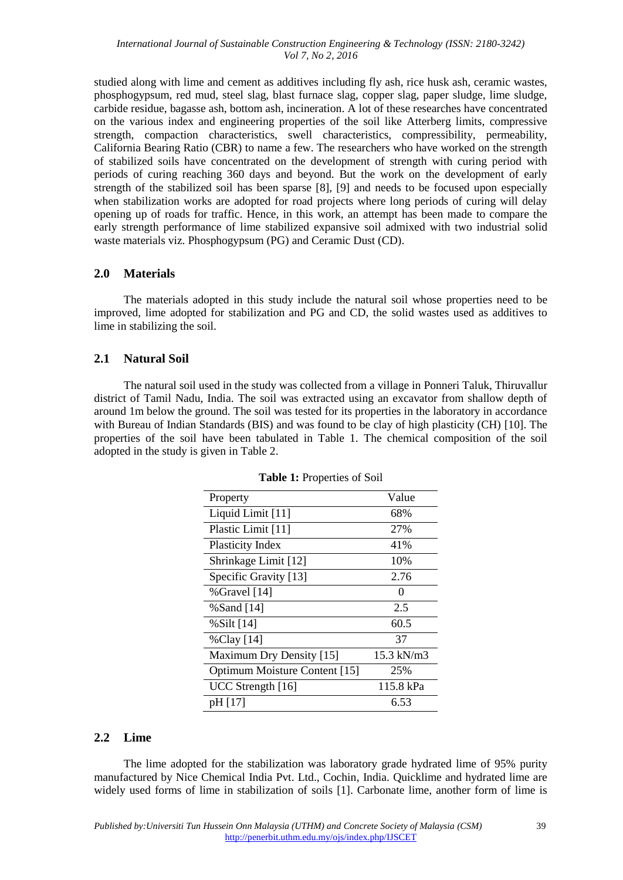studied along with lime and cement as additives including fly ash, rice husk ash, ceramic wastes, phosphogypsum, red mud, steel slag, blast furnace slag, copper slag, paper sludge, lime sludge, carbide residue, bagasse ash, bottom ash, incineration. A lot of these researches have concentrated on the various index and engineering properties of the soil like Atterberg limits, compressive strength, compaction characteristics, swell characteristics, compressibility, permeability, California Bearing Ratio (CBR) to name a few. The researchers who have worked on the strength of stabilized soils have concentrated on the development of strength with curing period with periods of curing reaching 360 days and beyond. But the work on the development of early strength of the stabilized soil has been sparse [8], [9] and needs to be focused upon especially when stabilization works are adopted for road projects where long periods of curing will delay opening up of roads for traffic. Hence, in this work, an attempt has been made to compare the early strength performance of lime stabilized expansive soil admixed with two industrial solid waste materials viz. Phosphogypsum (PG) and Ceramic Dust (CD).

## 2.0 Materials

The materials adopted in this study include the natural soil whose properties need to be improved, lime adopted for stabilization and PG and CD, the solid wastes used as additives to lime in stabilizing the soil.

## 2.1 Natural Soil

The natural soil used in the study was collected from a village in Ponneri Taluk, Thiruvallur district of Tamil Nadu, India. The soil was extracted using an excavator from shallow depth of around 1m below the ground. The soil was tested for its properties in the laboratory in accordance with Bureau of Indian Standards (BIS) and was found to be clay of high plasticity (CH) [10]. The properties of the soil have been tabulated in Table 1. The chemical composition of the soil adopted in the study is given in Table 2.

**Table 1:** Properties of Soil

| Property | Value |
|---|---|
| Liquid Limit [11] | 68% |
| Plastic Limit [11] | 27% |
| Plasticity Index | 41% |
| Shrinkage Limit [12] | 10% |
| Specific Gravity [13] | 2.76 |
| %Gravel [14] | 0 |
| %Sand [14] | 2.5 |
| %Silt [14] | 60.5 |
| %Clay [14] | 37 |
| Maximum Dry Density [15] | 15.3 kN/m3 |
| Optimum Moisture Content [15] | 25% |
| UCC Strength [16] | 115.8 kPa |
| pH [17] | 6.53 |

## 2.2 Lime

The lime adopted for the stabilization was laboratory grade hydrated lime of 95% purity manufactured by Nice Chemical India Pvt. Ltd., Cochin, India. Quicklime and hydrated lime are widely used forms of lime in stabilization of soils [1]. Carbonate lime, another form of lime is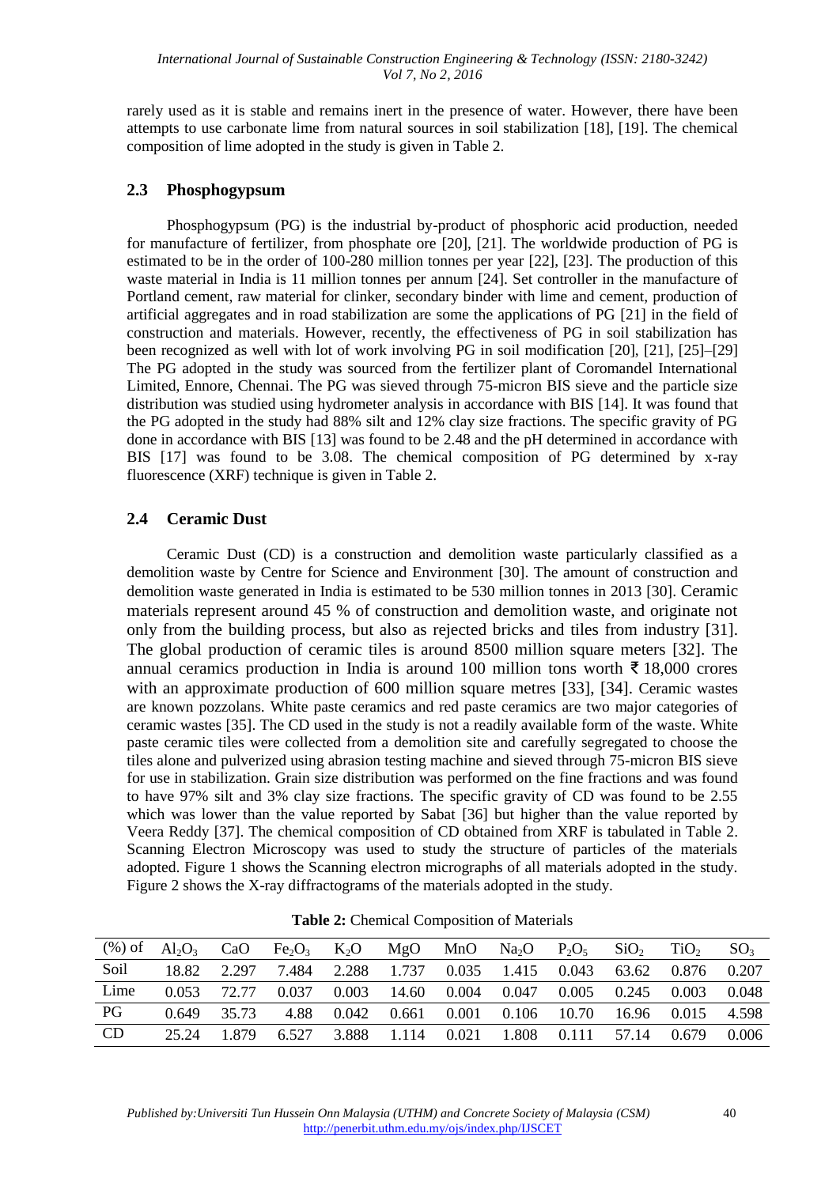rarely used as it is stable and remains inert in the presence of water. However, there have been attempts to use carbonate lime from natural sources in soil stabilization [18], [19]. The chemical composition of lime adopted in the study is given in Table 2.

## 2.3 Phosphogypsum

Phosphogypsum (PG) is the industrial by-product of phosphoric acid production, needed for manufacture of fertilizer, from phosphate ore [20], [21]. The worldwide production of PG is estimated to be in the order of 100-280 million tonnes per year [22], [23]. The production of this waste material in India is 11 million tonnes per annum [24]. Set controller in the manufacture of Portland cement, raw material for clinker, secondary binder with lime and cement, production of artificial aggregates and in road stabilization are some the applications of PG [21] in the field of construction and materials. However, recently, the effectiveness of PG in soil stabilization has been recognized as well with lot of work involving PG in soil modification [20], [21], [25]–[29] The PG adopted in the study was sourced from the fertilizer plant of Coromandel International Limited, Ennore, Chennai. The PG was sieved through 75-micron BIS sieve and the particle size distribution was studied using hydrometer analysis in accordance with BIS [14]. It was found that the PG adopted in the study had 88% silt and 12% clay size fractions. The specific gravity of PG done in accordance with BIS [13] was found to be 2.48 and the pH determined in accordance with BIS [17] was found to be 3.08. The chemical composition of PG determined by x-ray fluorescence (XRF) technique is given in Table 2.

## 2.4 Ceramic Dust

Ceramic Dust (CD) is a construction and demolition waste particularly classified as a demolition waste by Centre for Science and Environment [30]. The amount of construction and demolition waste generated in India is estimated to be 530 million tonnes in 2013 [30]. Ceramic materials represent around 45 % of construction and demolition waste, and originate not only from the building process, but also as rejected bricks and tiles from industry [31]. The global production of ceramic tiles is around 8500 million square meters [32]. The annual ceramics production in India is around 100 million tons worth ₹ 18,000 crores with an approximate production of 600 million square metres [33], [34]. Ceramic wastes are known pozzolans. White paste ceramics and red paste ceramics are two major categories of ceramic wastes [35]. The CD used in the study is not a readily available form of the waste. White paste ceramic tiles were collected from a demolition site and carefully segregated to choose the tiles alone and pulverized using abrasion testing machine and sieved through 75-micron BIS sieve for use in stabilization. Grain size distribution was performed on the fine fractions and was found to have 97% silt and 3% clay size fractions. The specific gravity of CD was found to be 2.55 which was lower than the value reported by Sabat [36] but higher than the value reported by Veera Reddy [37]. The chemical composition of CD obtained from XRF is tabulated in Table 2. Scanning Electron Microscopy was used to study the structure of particles of the materials adopted. Figure 1 shows the Scanning electron micrographs of all materials adopted in the study. Figure 2 shows the X-ray diffractograms of the materials adopted in the study.

**Table 2:** Chemical Composition of Materials

| (%) of | $Al_2O_3$ | CaO | $Fe_2O_3$ | $K_2O$ | MgO | MnO | $Na_2O$ | $P_2O_5$ | $SiO_2$ | $TiO_2$ | $SO_3$ |
|---|---|---|---|---|---|---|---|---|---|---|---|
| Soil | 18.82 | 2.297 | 7.484 | 2.288 | 1.737 | 0.035 | 1.415 | 0.043 | 63.62 | 0.876 | 0.207 |
| Lime | 0.053 | 72.77 | 0.037 | 0.003 | 14.60 | 0.004 | 0.047 | 0.005 | 0.245 | 0.003 | 0.048 |
| PG | 0.649 | 35.73 | 4.88 | 0.042 | 0.661 | 0.001 | 0.106 | 10.70 | 16.96 | 0.015 | 4.598 |
| CD | 25.24 | 1.879 | 6.527 | 3.888 | 1.114 | 0.021 | 1.808 | 0.111 | 57.14 | 0.679 | 0.006 |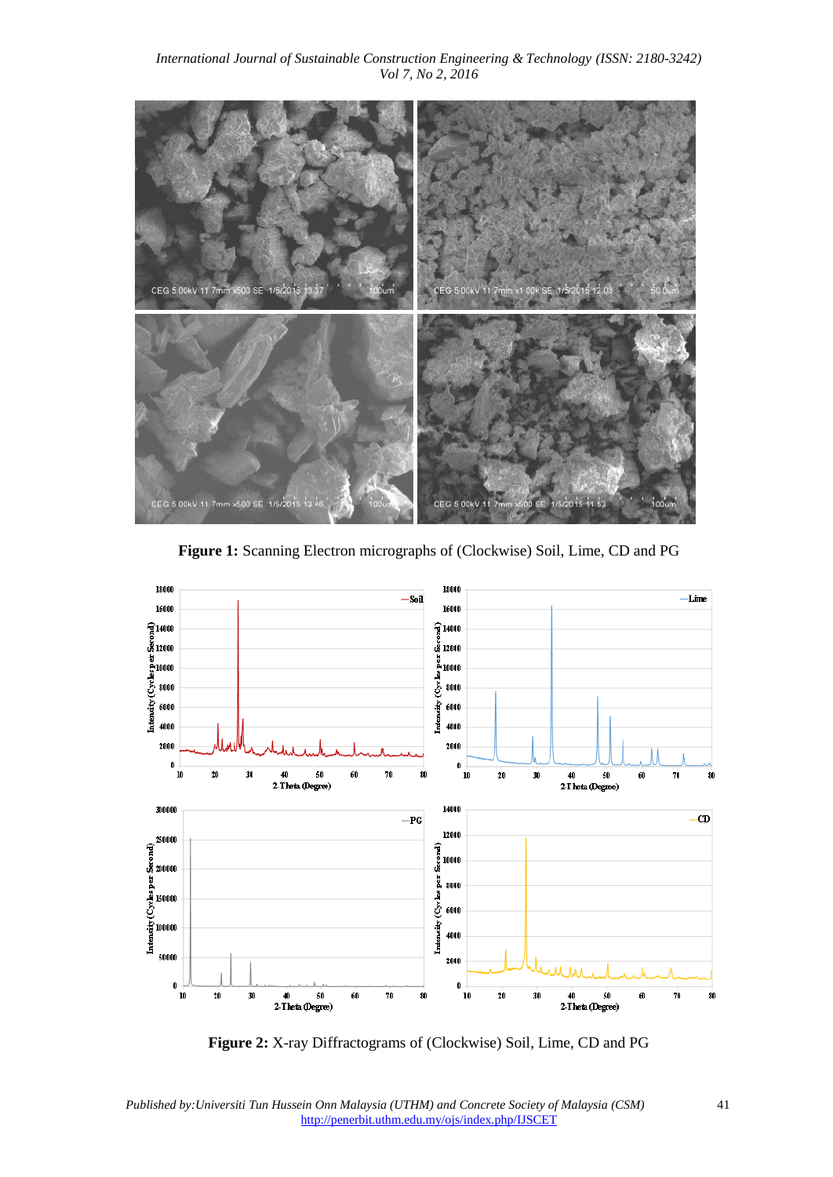CEG 5.00kV 11.7mm x500 SE 1/5/2015 13:37 100um

CEG 5.00kV 11.7mm x1.00k SE 1/5/2015 12:03 50.0um

CEG 5.00kV 11.7mm x500 SE 1/5/2015 13:46 100um

CEG 5.00kV 11.7mm x500 SE 1/5/2015 11:53 100um

**Figure 1:** Scanning Electron micrographs of (Clockwise) Soil, Lime, CD and PG

Soil

Intensity (Cycles per Second)

0 2000 4000 6000 8000 10000 12000 14000 16000 18000

10 20 30 40 50 60 70 80

2-Theta (Degree)

Lime

Intensity (Cycles per Second)

0 2000 4000 6000 8000 10000 12000 14000 16000 18000

10 20 30 40 50 60 70 80

2-Theta (Degree)

PG

Intensity (Cycles per Second)

0 50000 100000 150000 200000 250000 300000

10 20 30 40 50 60 70 80

2-Theta (Degree)

CD

Intensity (Cycles per Second)

0 2000 4000 6000 8000 10000 12000 14000

10 20 30 40 50 60 70 80

2-Theta (Degree)

**Figure 2:** X-ray Diffractograms of (Clockwise) Soil, Lime, CD and PG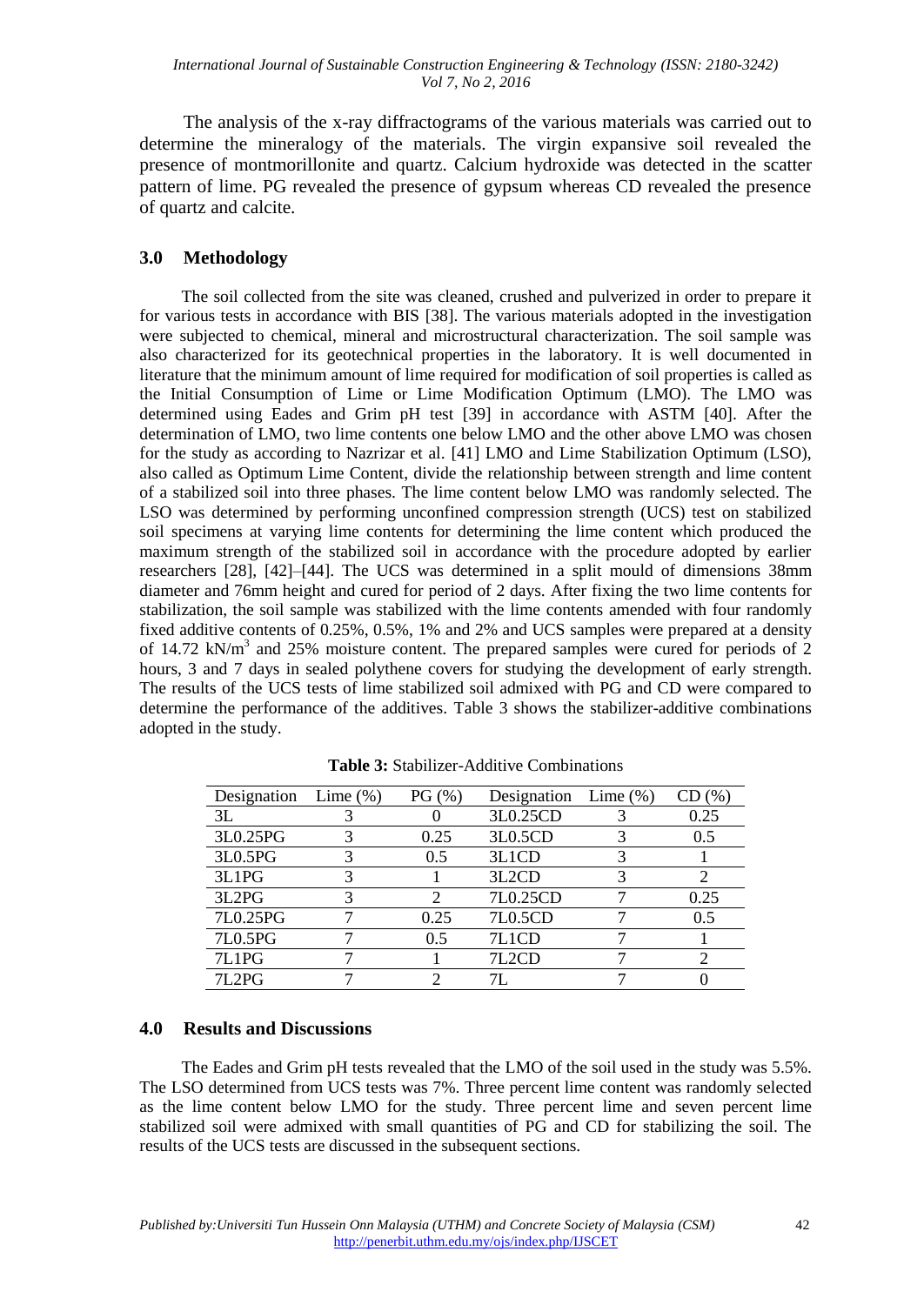The analysis of the x-ray diffractograms of the various materials was carried out to determine the mineralogy of the materials. The virgin expansive soil revealed the presence of montmorillonite and quartz. Calcium hydroxide was detected in the scatter pattern of lime. PG revealed the presence of gypsum whereas CD revealed the presence of quartz and calcite.

## 3.0 Methodology

The soil collected from the site was cleaned, crushed and pulverized in order to prepare it for various tests in accordance with BIS [38]. The various materials adopted in the investigation were subjected to chemical, mineral and microstructural characterization. The soil sample was also characterized for its geotechnical properties in the laboratory. It is well documented in literature that the minimum amount of lime required for modification of soil properties is called as the Initial Consumption of Lime or Lime Modification Optimum (LMO). The LMO was determined using Eades and Grim pH test [39] in accordance with ASTM [40]. After the determination of LMO, two lime contents one below LMO and the other above LMO was chosen for the study as according to Nazrizar et al. [41] LMO and Lime Stabilization Optimum (LSO), also called as Optimum Lime Content, divide the relationship between strength and lime content of a stabilized soil into three phases. The lime content below LMO was randomly selected. The LSO was determined by performing unconfined compression strength (UCS) test on stabilized soil specimens at varying lime contents for determining the lime content which produced the maximum strength of the stabilized soil in accordance with the procedure adopted by earlier researchers [28], [42]–[44]. The UCS was determined in a split mould of dimensions 38mm diameter and 76mm height and cured for period of 2 days. After fixing the two lime contents for stabilization, the soil sample was stabilized with the lime contents amended with four randomly fixed additive contents of 0.25%, 0.5%, 1% and 2% and UCS samples were prepared at a density of 14.72 kN/m$^3$ and 25% moisture content. The prepared samples were cured for periods of 2 hours, 3 and 7 days in sealed polythene covers for studying the development of early strength. The results of the UCS tests of lime stabilized soil admixed with PG and CD were compared to determine the performance of the additives. Table 3 shows the stabilizer-additive combinations adopted in the study.

**Table 3:** Stabilizer-Additive Combinations

| Designation | Lime (%) | PG (%) | Designation | Lime (%) | CD (%) |
|---|---|---|---|---|---|
| 3L | 3 | 0 | 3L0.25CD | 3 | 0.25 |
| 3L0.25PG | 3 | 0.25 | 3L0.5CD | 3 | 0.5 |
| 3L0.5PG | 3 | 0.5 | 3L1CD | 3 | 1 |
| 3L1PG | 3 | 1 | 3L2CD | 3 | 2 |
| 3L2PG | 3 | 2 | 7L0.25CD | 7 | 0.25 |
| 7L0.25PG | 7 | 0.25 | 7L0.5CD | 7 | 0.5 |
| 7L0.5PG | 7 | 0.5 | 7L1CD | 7 | 1 |
| 7L1PG | 7 | 1 | 7L2CD | 7 | 2 |
| 7L2PG | 7 | 2 | 7L | 7 | 0 |

## 4.0 Results and Discussions

The Eades and Grim pH tests revealed that the LMO of the soil used in the study was 5.5%. The LSO determined from UCS tests was 7%. Three percent lime content was randomly selected as the lime content below LMO for the study. Three percent lime and seven percent lime stabilized soil were admixed with small quantities of PG and CD for stabilizing the soil. The results of the UCS tests are discussed in the subsequent sections.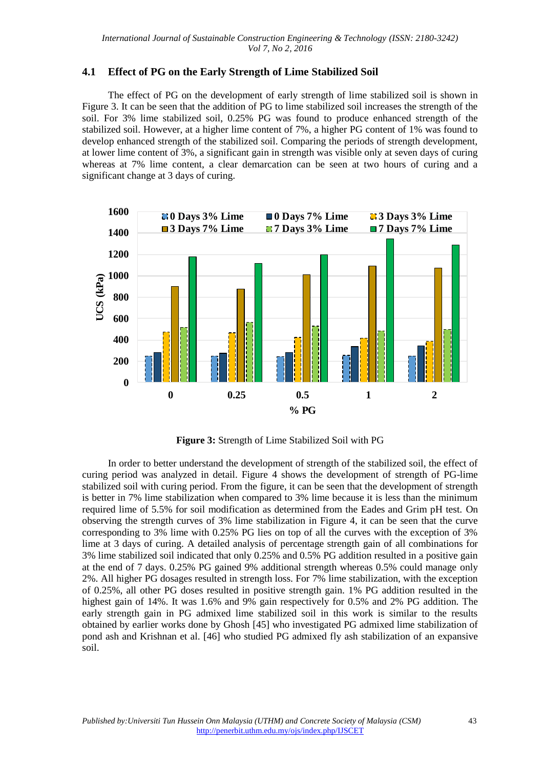## 4.1 Effect of PG on the Early Strength of Lime Stabilized Soil

The effect of PG on the development of early strength of lime stabilized soil is shown in Figure 3. It can be seen that the addition of PG to lime stabilized soil increases the strength of the soil. For 3% lime stabilized soil, 0.25% PG was found to produce enhanced strength of the stabilized soil. However, at a higher lime content of 7%, a higher PG content of 1% was found to develop enhanced strength of the stabilized soil. Comparing the periods of strength development, at lower lime content of 3%, a significant gain in strength was visible only at seven days of curing whereas at 7% lime content, a clear demarcation can be seen at two hours of curing and a significant change at 3 days of curing.

0 Days 3% Lime
0 Days 7% Lime
3 Days 3% Lime
3 Days 7% Lime
7 Days 3% Lime
7 Days 7% Lime

UCS (kPa)

1600
1400
1200
1000
800
600
400
200
0

0
0.25
0.5
1
2

% PG

**Figure 3:** Strength of Lime Stabilized Soil with PG

In order to better understand the development of strength of the stabilized soil, the effect of curing period was analyzed in detail. Figure 4 shows the development of strength of PG-lime stabilized soil with curing period. From the figure, it can be seen that the development of strength is better in 7% lime stabilization when compared to 3% lime because it is less than the minimum required lime of 5.5% for soil modification as determined from the Eades and Grim pH test. On observing the strength curves of 3% lime stabilization in Figure 4, it can be seen that the curve corresponding to 3% lime with 0.25% PG lies on top of all the curves with the exception of 3% lime at 3 days of curing. A detailed analysis of percentage strength gain of all combinations for 3% lime stabilized soil indicated that only 0.25% and 0.5% PG addition resulted in a positive gain at the end of 7 days. 0.25% PG gained 9% additional strength whereas 0.5% could manage only 2%. All higher PG dosages resulted in strength loss. For 7% lime stabilization, with the exception of 0.25%, all other PG doses resulted in positive strength gain. 1% PG addition resulted in the highest gain of 14%. It was 1.6% and 9% gain respectively for 0.5% and 2% PG addition. The early strength gain in PG admixed lime stabilized soil in this work is similar to the results obtained by earlier works done by Ghosh [45] who investigated PG admixed lime stabilization of pond ash and Krishnan et al. [46] who studied PG admixed fly ash stabilization of an expansive soil.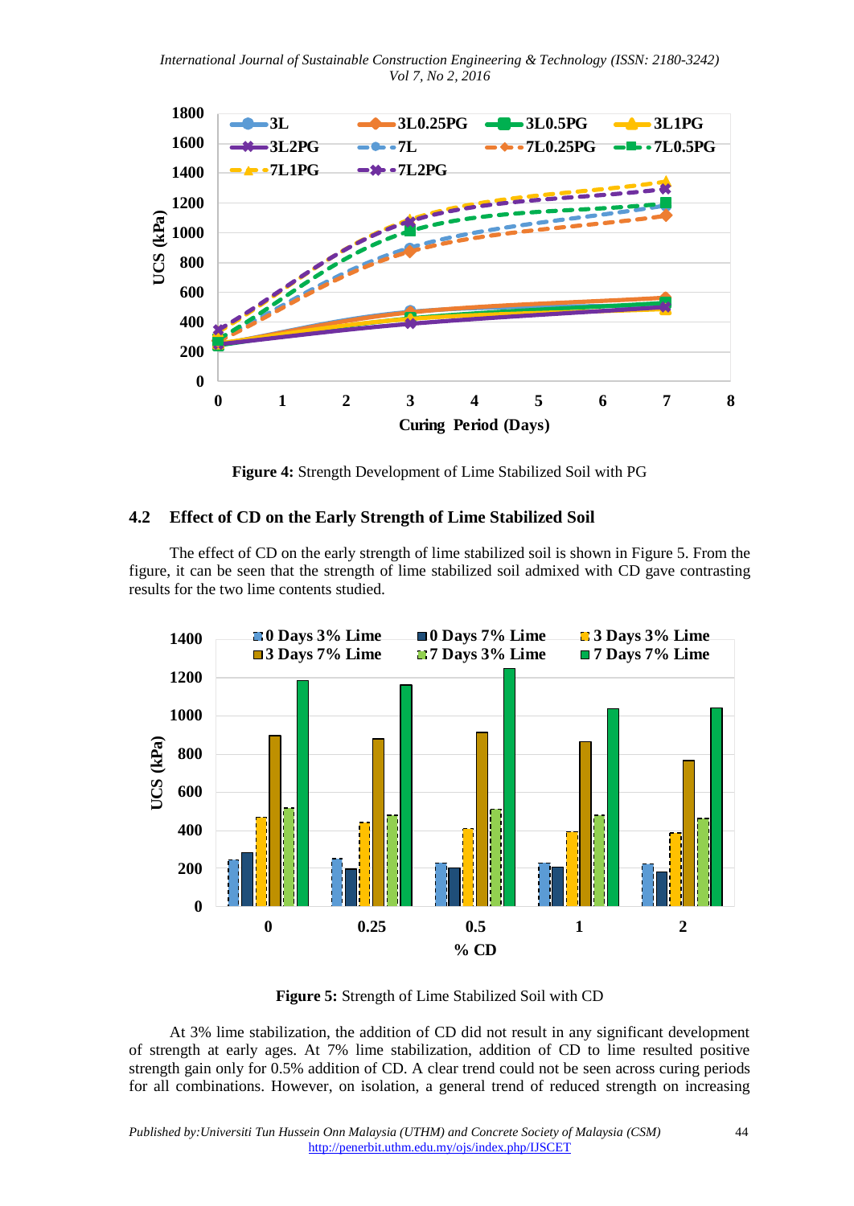1800
1600
1400
1200
1000
800
600
400
200
0

UCS (kPa)

0 1 2 3 4 5 6 7 8

Curing Period (Days)

3L
3L0.25PG
3L0.5PG
3L1PG
3L2PG
7L
7L0.25PG
7L0.5PG
7L1PG
7L2PG

**Figure 4:** Strength Development of Lime Stabilized Soil with PG

## 4.2 Effect of CD on the Early Strength of Lime Stabilized Soil

The effect of CD on the early strength of lime stabilized soil is shown in Figure 5. From the figure, it can be seen that the strength of lime stabilized soil admixed with CD gave contrasting results for the two lime contents studied.

1400
1200
1000
800
600
400
200
0

UCS (kPa)

0 0.25 0.5 1 2

% CD

0 Days 3% Lime
0 Days 7% Lime
3 Days 3% Lime
3 Days 7% Lime
7 Days 3% Lime
7 Days 7% Lime

**Figure 5:** Strength of Lime Stabilized Soil with CD

At 3% lime stabilization, the addition of CD did not result in any significant development of strength at early ages. At 7% lime stabilization, addition of CD to lime resulted positive strength gain only for 0.5% addition of CD. A clear trend could not be seen across curing periods for all combinations. However, on isolation, a general trend of reduced strength on increasing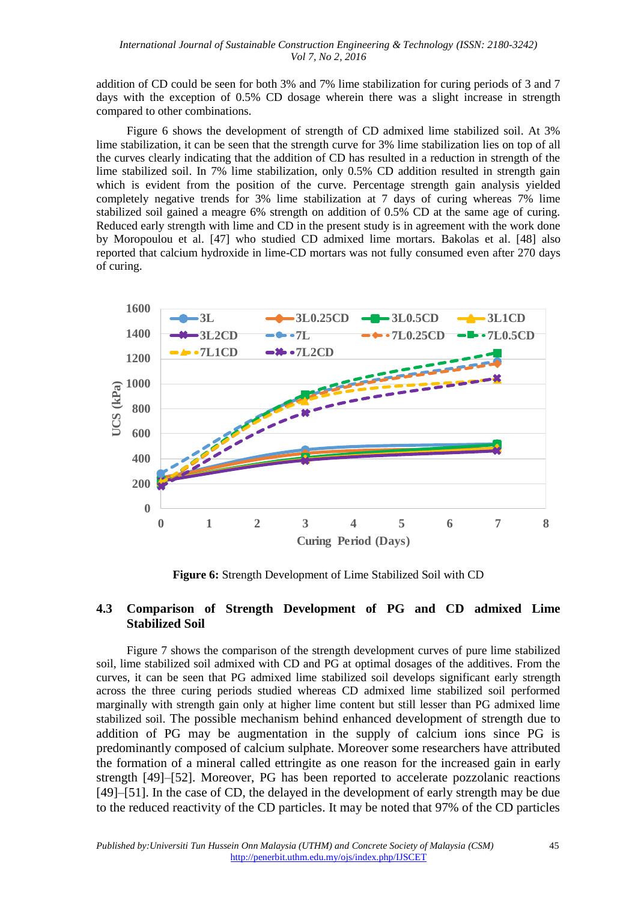addition of CD could be seen for both 3% and 7% lime stabilization for curing periods of 3 and 7 days with the exception of 0.5% CD dosage wherein there was a slight increase in strength compared to other combinations.

Figure 6 shows the development of strength of CD admixed lime stabilized soil. At 3% lime stabilization, it can be seen that the strength curve for 3% lime stabilization lies on top of all the curves clearly indicating that the addition of CD has resulted in a reduction in strength of the lime stabilized soil. In 7% lime stabilization, only 0.5% CD addition resulted in strength gain which is evident from the position of the curve. Percentage strength gain analysis yielded completely negative trends for 3% lime stabilization at 7 days of curing whereas 7% lime stabilized soil gained a meagre 6% strength on addition of 0.5% CD at the same age of curing. Reduced early strength with lime and CD in the present study is in agreement with the work done by Moropoulou et al. [47] who studied CD admixed lime mortars. Bakolas et al. [48] also reported that calcium hydroxide in lime-CD mortars was not fully consumed even after 270 days of curing.

UCS (kPa)
1600
1400
1200
1000
800
600
400
200
0
0 1 2 3 4 5 6 7 8
Curing Period (Days)
3L
3L0.25CD
3L0.5CD
3L1CD
3L2CD
7L
7L0.25CD
7L0.5CD
7L1CD
7L2CD

**Figure 6:** Strength Development of Lime Stabilized Soil with CD

### 4.3 Comparison of Strength Development of PG and CD admixed Lime Stabilized Soil

Figure 7 shows the comparison of the strength development curves of pure lime stabilized soil, lime stabilized soil admixed with CD and PG at optimal dosages of the additives. From the curves, it can be seen that PG admixed lime stabilized soil develops significant early strength across the three curing periods studied whereas CD admixed lime stabilized soil performed marginally with strength gain only at higher lime content but still lesser than PG admixed lime stabilized soil. The possible mechanism behind enhanced development of strength due to addition of PG may be augmentation in the supply of calcium ions since PG is predominantly composed of calcium sulphate. Moreover some researchers have attributed the formation of a mineral called ettringite as one reason for the increased gain in early strength [49]–[52]. Moreover, PG has been reported to accelerate pozzolanic reactions [49]–[51]. In the case of CD, the delayed in the development of early strength may be due to the reduced reactivity of the CD particles. It may be noted that 97% of the CD particles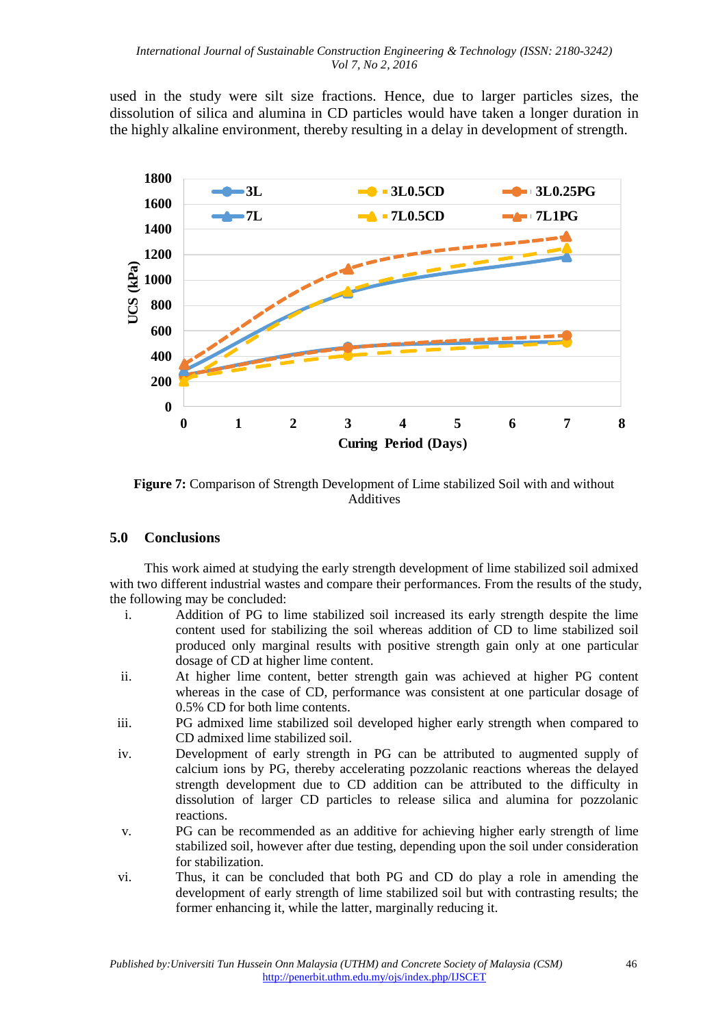used in the study were silt size fractions. Hence, due to larger particles sizes, the dissolution of silica and alumina in CD particles would have taken a longer duration in the highly alkaline environment, thereby resulting in a delay in development of strength.

UCS (kPa)

1800
1600
1400
1200
1000
800
600
400
200
0

0 1 2 3 4 5 6 7 8

Curing Period (Days)

3L
3L0.5CD
3L0.25PG
7L
7L0.5CD
7L1PG

**Figure 7:** Comparison of Strength Development of Lime stabilized Soil with and without Additives

## 5.0 Conclusions

This work aimed at studying the early strength development of lime stabilized soil admixed with two different industrial wastes and compare their performances. From the results of the study, the following may be concluded:

i. Addition of PG to lime stabilized soil increased its early strength despite the lime content used for stabilizing the soil whereas addition of CD to lime stabilized soil produced only marginal results with positive strength gain only at one particular dosage of CD at higher lime content.

ii. At higher lime content, better strength gain was achieved at higher PG content whereas in the case of CD, performance was consistent at one particular dosage of 0.5% CD for both lime contents.

iii. PG admixed lime stabilized soil developed higher early strength when compared to CD admixed lime stabilized soil.

iv. Development of early strength in PG can be attributed to augmented supply of calcium ions by PG, thereby accelerating pozzolanic reactions whereas the delayed strength development due to CD addition can be attributed to the difficulty in dissolution of larger CD particles to release silica and alumina for pozzolanic reactions.

v. PG can be recommended as an additive for achieving higher early strength of lime stabilized soil, however after due testing, depending upon the soil under consideration for stabilization.

vi. Thus, it can be concluded that both PG and CD do play a role in amending the development of early strength of lime stabilized soil but with contrasting results; the former enhancing it, while the latter, marginally reducing it.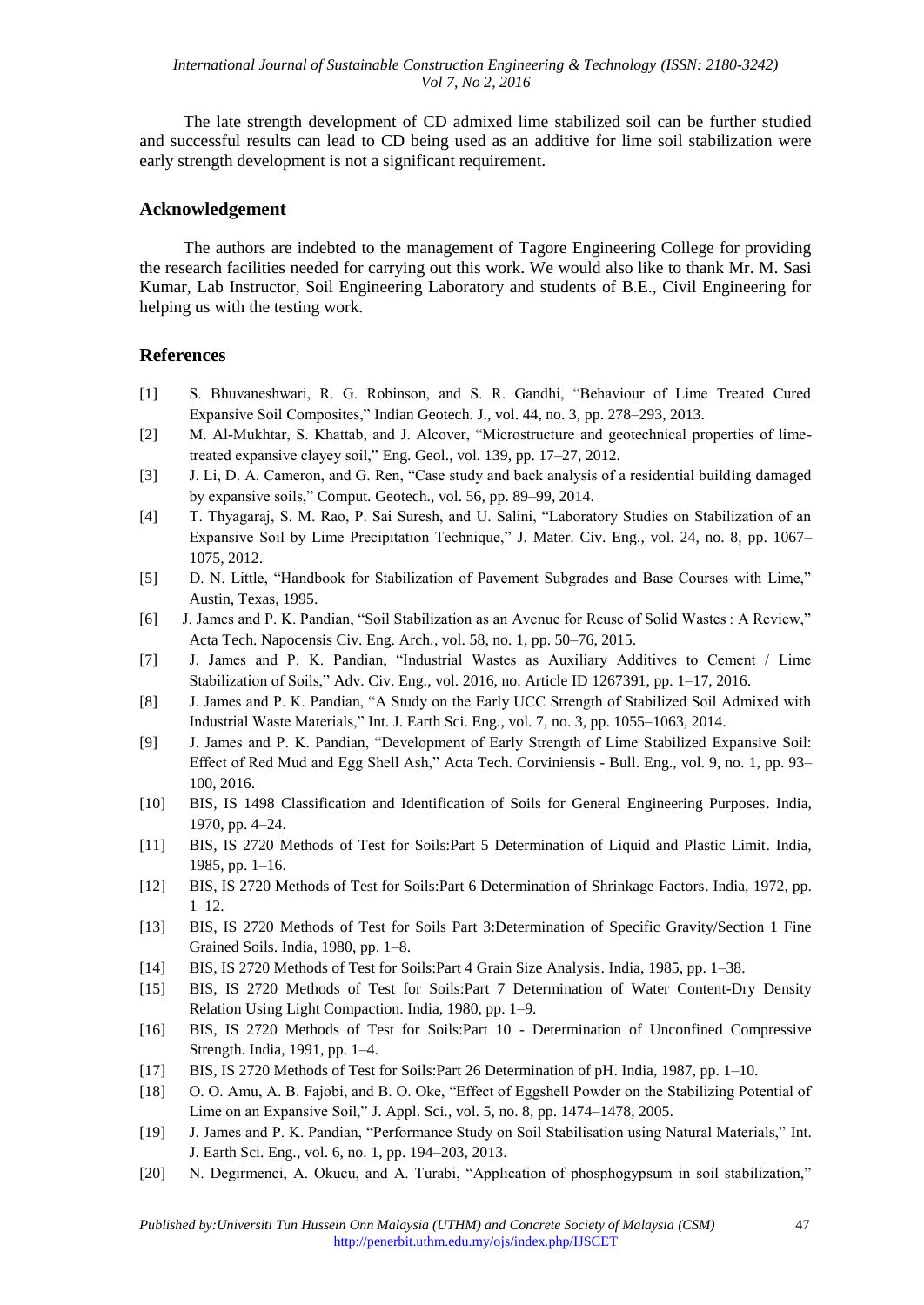The late strength development of CD admixed lime stabilized soil can be further studied and successful results can lead to CD being used as an additive for lime soil stabilization were early strength development is not a significant requirement.

## Acknowledgement

The authors are indebted to the management of Tagore Engineering College for providing the research facilities needed for carrying out this work. We would also like to thank Mr. M. Sasi Kumar, Lab Instructor, Soil Engineering Laboratory and students of B.E., Civil Engineering for helping us with the testing work.

## References

[1] S. Bhuvaneshwari, R. G. Robinson, and S. R. Gandhi, "Behaviour of Lime Treated Cured Expansive Soil Composites," Indian Geotech. J., vol. 44, no. 3, pp. 278–293, 2013.

[2] M. Al-Mukhtar, S. Khattab, and J. Alcover, "Microstructure and geotechnical properties of lime-treated expansive clayey soil," Eng. Geol., vol. 139, pp. 17–27, 2012.

[3] J. Li, D. A. Cameron, and G. Ren, "Case study and back analysis of a residential building damaged by expansive soils," Comput. Geotech., vol. 56, pp. 89–99, 2014.

[4] T. Thyagaraj, S. M. Rao, P. Sai Suresh, and U. Salini, "Laboratory Studies on Stabilization of an Expansive Soil by Lime Precipitation Technique," J. Mater. Civ. Eng., vol. 24, no. 8, pp. 1067–1075, 2012.

[5] D. N. Little, "Handbook for Stabilization of Pavement Subgrades and Base Courses with Lime," Austin, Texas, 1995.

[6] J. James and P. K. Pandian, "Soil Stabilization as an Avenue for Reuse of Solid Wastes : A Review," Acta Tech. Napocensis Civ. Eng. Arch., vol. 58, no. 1, pp. 50–76, 2015.

[7] J. James and P. K. Pandian, "Industrial Wastes as Auxiliary Additives to Cement / Lime Stabilization of Soils," Adv. Civ. Eng., vol. 2016, no. Article ID 1267391, pp. 1–17, 2016.

[8] J. James and P. K. Pandian, "A Study on the Early UCC Strength of Stabilized Soil Admixed with Industrial Waste Materials," Int. J. Earth Sci. Eng., vol. 7, no. 3, pp. 1055–1063, 2014.

[9] J. James and P. K. Pandian, "Development of Early Strength of Lime Stabilized Expansive Soil: Effect of Red Mud and Egg Shell Ash," Acta Tech. Corviniensis - Bull. Eng., vol. 9, no. 1, pp. 93–100, 2016.

[10] BIS, IS 1498 Classification and Identification of Soils for General Engineering Purposes. India, 1970, pp. 4–24.

[11] BIS, IS 2720 Methods of Test for Soils:Part 5 Determination of Liquid and Plastic Limit. India, 1985, pp. 1–16.

[12] BIS, IS 2720 Methods of Test for Soils:Part 6 Determination of Shrinkage Factors. India, 1972, pp. 1–12.

[13] BIS, IS 2720 Methods of Test for Soils Part 3:Determination of Specific Gravity/Section 1 Fine Grained Soils. India, 1980, pp. 1–8.

[14] BIS, IS 2720 Methods of Test for Soils:Part 4 Grain Size Analysis. India, 1985, pp. 1–38.

[15] BIS, IS 2720 Methods of Test for Soils:Part 7 Determination of Water Content-Dry Density Relation Using Light Compaction. India, 1980, pp. 1–9.

[16] BIS, IS 2720 Methods of Test for Soils:Part 10 - Determination of Unconfined Compressive Strength. India, 1991, pp. 1–4.

[17] BIS, IS 2720 Methods of Test for Soils:Part 26 Determination of pH. India, 1987, pp. 1–10.

[18] O. O. Amu, A. B. Fajobi, and B. O. Oke, "Effect of Eggshell Powder on the Stabilizing Potential of Lime on an Expansive Soil," J. Appl. Sci., vol. 5, no. 8, pp. 1474–1478, 2005.

[19] J. James and P. K. Pandian, "Performance Study on Soil Stabilisation using Natural Materials," Int. J. Earth Sci. Eng., vol. 6, no. 1, pp. 194–203, 2013.

[20] N. Degirmenci, A. Okucu, and A. Turabi, "Application of phosphogypsum in soil stabilization,"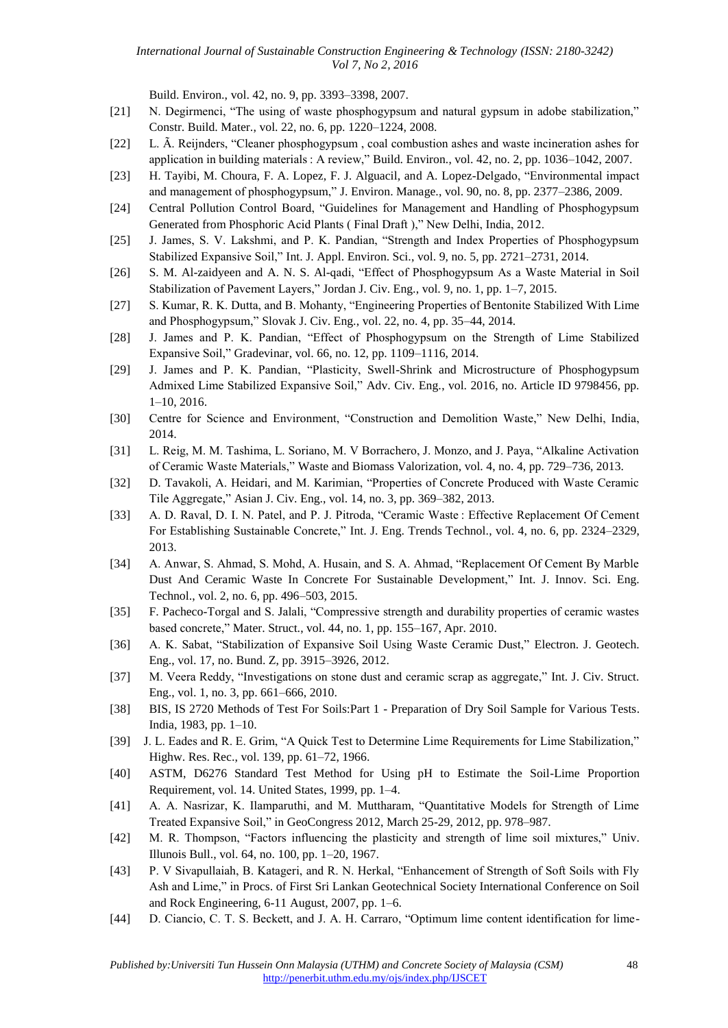Build. Environ., vol. 42, no. 9, pp. 3393–3398, 2007.

[21] N. Degirmenci, "The using of waste phosphogypsum and natural gypsum in adobe stabilization," Constr. Build. Mater., vol. 22, no. 6, pp. 1220–1224, 2008.

[22] L. Ã. Reijnders, "Cleaner phosphogypsum , coal combustion ashes and waste incineration ashes for application in building materials : A review," Build. Environ., vol. 42, no. 2, pp. 1036–1042, 2007.

[23] H. Tayibi, M. Choura, F. A. Lopez, F. J. Alguacil, and A. Lopez-Delgado, "Environmental impact and management of phosphogypsum," J. Environ. Manage., vol. 90, no. 8, pp. 2377–2386, 2009.

[24] Central Pollution Control Board, "Guidelines for Management and Handling of Phosphogypsum Generated from Phosphoric Acid Plants ( Final Draft )," New Delhi, India, 2012.

[25] J. James, S. V. Lakshmi, and P. K. Pandian, "Strength and Index Properties of Phosphogypsum Stabilized Expansive Soil," Int. J. Appl. Environ. Sci., vol. 9, no. 5, pp. 2721–2731, 2014.

[26] S. M. Al-zaidyeen and A. N. S. Al-qadi, "Effect of Phosphogypsum As a Waste Material in Soil Stabilization of Pavement Layers," Jordan J. Civ. Eng., vol. 9, no. 1, pp. 1–7, 2015.

[27] S. Kumar, R. K. Dutta, and B. Mohanty, "Engineering Properties of Bentonite Stabilized With Lime and Phosphogypsum," Slovak J. Civ. Eng., vol. 22, no. 4, pp. 35–44, 2014.

[28] J. James and P. K. Pandian, "Effect of Phosphogypsum on the Strength of Lime Stabilized Expansive Soil," Gradevinar, vol. 66, no. 12, pp. 1109–1116, 2014.

[29] J. James and P. K. Pandian, "Plasticity, Swell-Shrink and Microstructure of Phosphogypsum Admixed Lime Stabilized Expansive Soil," Adv. Civ. Eng., vol. 2016, no. Article ID 9798456, pp. 1–10, 2016.

[30] Centre for Science and Environment, "Construction and Demolition Waste," New Delhi, India, 2014.

[31] L. Reig, M. M. Tashima, L. Soriano, M. V Borrachero, J. Monzo, and J. Paya, "Alkaline Activation of Ceramic Waste Materials," Waste and Biomass Valorization, vol. 4, no. 4, pp. 729–736, 2013.

[32] D. Tavakoli, A. Heidari, and M. Karimian, "Properties of Concrete Produced with Waste Ceramic Tile Aggregate," Asian J. Civ. Eng., vol. 14, no. 3, pp. 369–382, 2013.

[33] A. D. Raval, D. I. N. Patel, and P. J. Pitroda, "Ceramic Waste : Effective Replacement Of Cement For Establishing Sustainable Concrete," Int. J. Eng. Trends Technol., vol. 4, no. 6, pp. 2324–2329, 2013.

[34] A. Anwar, S. Ahmad, S. Mohd, A. Husain, and S. A. Ahmad, "Replacement Of Cement By Marble Dust And Ceramic Waste In Concrete For Sustainable Development," Int. J. Innov. Sci. Eng. Technol., vol. 2, no. 6, pp. 496–503, 2015.

[35] F. Pacheco-Torgal and S. Jalali, "Compressive strength and durability properties of ceramic wastes based concrete," Mater. Struct., vol. 44, no. 1, pp. 155–167, Apr. 2010.

[36] A. K. Sabat, "Stabilization of Expansive Soil Using Waste Ceramic Dust," Electron. J. Geotech. Eng., vol. 17, no. Bund. Z, pp. 3915–3926, 2012.

[37] M. Veera Reddy, "Investigations on stone dust and ceramic scrap as aggregate," Int. J. Civ. Struct. Eng., vol. 1, no. 3, pp. 661–666, 2010.

[38] BIS, IS 2720 Methods of Test For Soils:Part 1 - Preparation of Dry Soil Sample for Various Tests. India, 1983, pp. 1–10.

[39] J. L. Eades and R. E. Grim, "A Quick Test to Determine Lime Requirements for Lime Stabilization," Highw. Res. Rec., vol. 139, pp. 61–72, 1966.

[40] ASTM, D6276 Standard Test Method for Using pH to Estimate the Soil-Lime Proportion Requirement, vol. 14. United States, 1999, pp. 1–4.

[41] A. A. Nasrizar, K. Ilamparuthi, and M. Muttharam, "Quantitative Models for Strength of Lime Treated Expansive Soil," in GeoCongress 2012, March 25-29, 2012, pp. 978–987.

[42] M. R. Thompson, "Factors influencing the plasticity and strength of lime soil mixtures," Univ. Illunois Bull., vol. 64, no. 100, pp. 1–20, 1967.

[43] P. V Sivapullaiah, B. Katageri, and R. N. Herkal, "Enhancement of Strength of Soft Soils with Fly Ash and Lime," in Procs. of First Sri Lankan Geotechnical Society International Conference on Soil and Rock Engineering, 6-11 August, 2007, pp. 1–6.

[44] D. Ciancio, C. T. S. Beckett, and J. A. H. Carraro, "Optimum lime content identification for lime-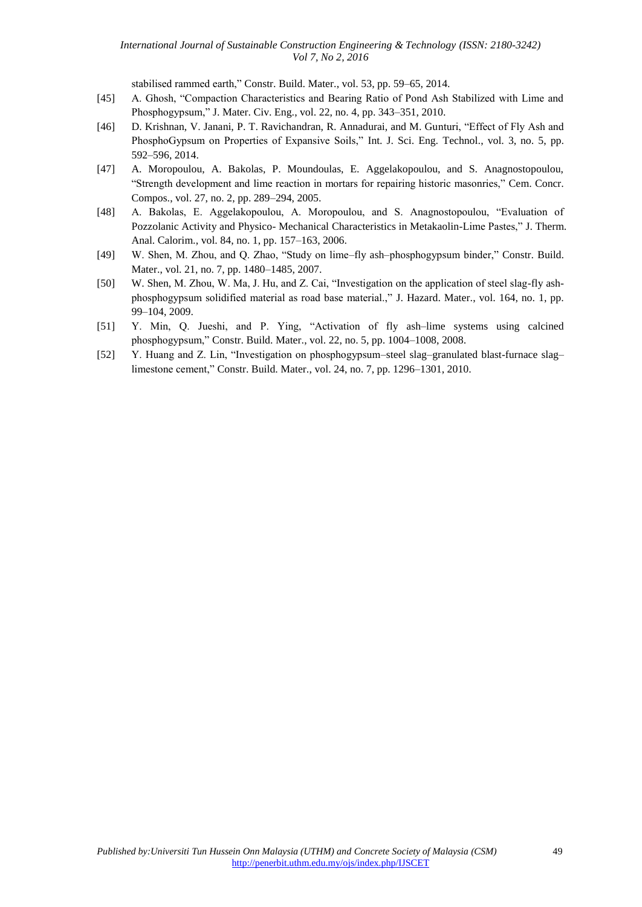stabilised rammed earth," Constr. Build. Mater., vol. 53, pp. 59–65, 2014.

[45] A. Ghosh, "Compaction Characteristics and Bearing Ratio of Pond Ash Stabilized with Lime and Phosphogypsum," J. Mater. Civ. Eng., vol. 22, no. 4, pp. 343–351, 2010.

[46] D. Krishnan, V. Janani, P. T. Ravichandran, R. Annadurai, and M. Gunturi, "Effect of Fly Ash and PhosphoGypsum on Properties of Expansive Soils," Int. J. Sci. Eng. Technol., vol. 3, no. 5, pp. 592–596, 2014.

[47] A. Moropoulou, A. Bakolas, P. Moundoulas, E. Aggelakopoulou, and S. Anagnostopoulou, "Strength development and lime reaction in mortars for repairing historic masonries," Cem. Concr. Compos., vol. 27, no. 2, pp. 289–294, 2005.

[48] A. Bakolas, E. Aggelakopoulou, A. Moropoulou, and S. Anagnostopoulou, "Evaluation of Pozzolanic Activity and Physico- Mechanical Characteristics in Metakaolin-Lime Pastes," J. Therm. Anal. Calorim., vol. 84, no. 1, pp. 157–163, 2006.

[49] W. Shen, M. Zhou, and Q. Zhao, "Study on lime–fly ash–phosphogypsum binder," Constr. Build. Mater., vol. 21, no. 7, pp. 1480–1485, 2007.

[50] W. Shen, M. Zhou, W. Ma, J. Hu, and Z. Cai, "Investigation on the application of steel slag-fly ash-phosphogypsum solidified material as road base material.," J. Hazard. Mater., vol. 164, no. 1, pp. 99–104, 2009.

[51] Y. Min, Q. Jueshi, and P. Ying, "Activation of fly ash–lime systems using calcined phosphogypsum," Constr. Build. Mater., vol. 22, no. 5, pp. 1004–1008, 2008.

[52] Y. Huang and Z. Lin, "Investigation on phosphogypsum–steel slag–granulated blast-furnace slag–limestone cement," Constr. Build. Mater., vol. 24, no. 7, pp. 1296–1301, 2010.